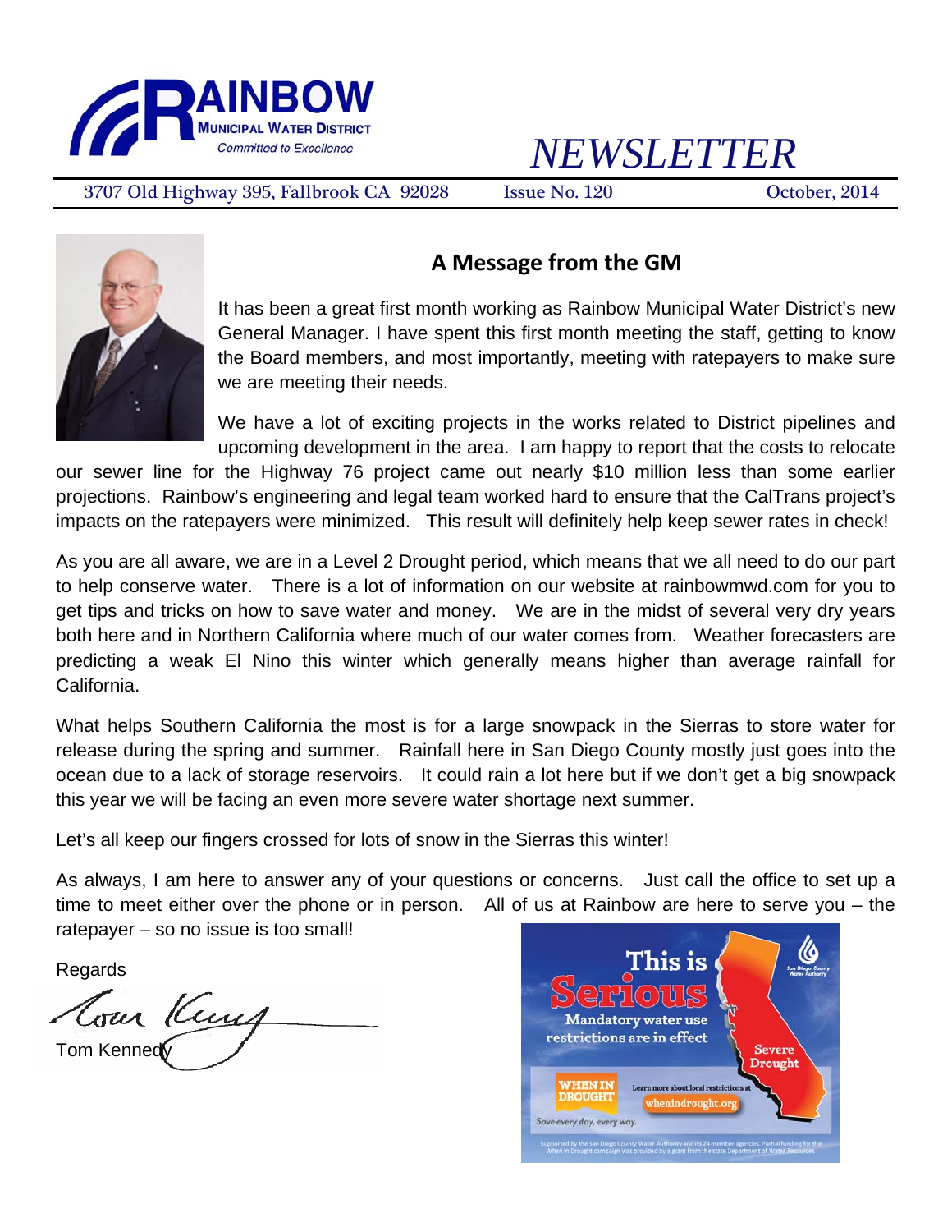# RAINBOW MUNICIPAL WATER DISTRICT

*Committed to Excellence*

# *NEWSLETTER*

3707 Old Highway 395, Fallbrook CA 92028 | Issue No. 120 | October, 2014

## A Message from the GM

It has been a great first month working as Rainbow Municipal Water District's new General Manager. I have spent this first month meeting the staff, getting to know the Board members, and most importantly, meeting with ratepayers to make sure we are meeting their needs.

We have a lot of exciting projects in the works related to District pipelines and upcoming development in the area. I am happy to report that the costs to relocate our sewer line for the Highway 76 project came out nearly $10 million less than some earlier projections. Rainbow's engineering and legal team worked hard to ensure that the CalTrans project's impacts on the ratepayers were minimized. This result will definitely help keep sewer rates in check!

As you are all aware, we are in a Level 2 Drought period, which means that we all need to do our part to help conserve water. There is a lot of information on our website at rainbowmwd.com for you to get tips and tricks on how to save water and money. We are in the midst of several very dry years both here and in Northern California where much of our water comes from. Weather forecasters are predicting a weak El Nino this winter which generally means higher than average rainfall for California.

What helps Southern California the most is for a large snowpack in the Sierras to store water for release during the spring and summer. Rainfall here in San Diego County mostly just goes into the ocean due to a lack of storage reservoirs. It could rain a lot here but if we don't get a big snowpack this year we will be facing an even more severe water shortage next summer.

Let's all keep our fingers crossed for lots of snow in the Sierras this winter!

As always, I am here to answer any of your questions or concerns. Just call the office to set up a time to meet either over the phone or in person. All of us at Rainbow are here to serve you – the ratepayer – so no issue is too small!

Regards

Tom Kennedy

**This is Serious**

Mandatory water use restrictions are in effect

Severe Drought

WHEN IN DROUGHT — Learn more about local restrictions at whenindrought.org

*Save every day, every way.*

Supported by the San Diego County Water Authority and its 24 member agencies. Partial funding for the When in Drought campaign was provided by a grant from the state Department of Water Resources.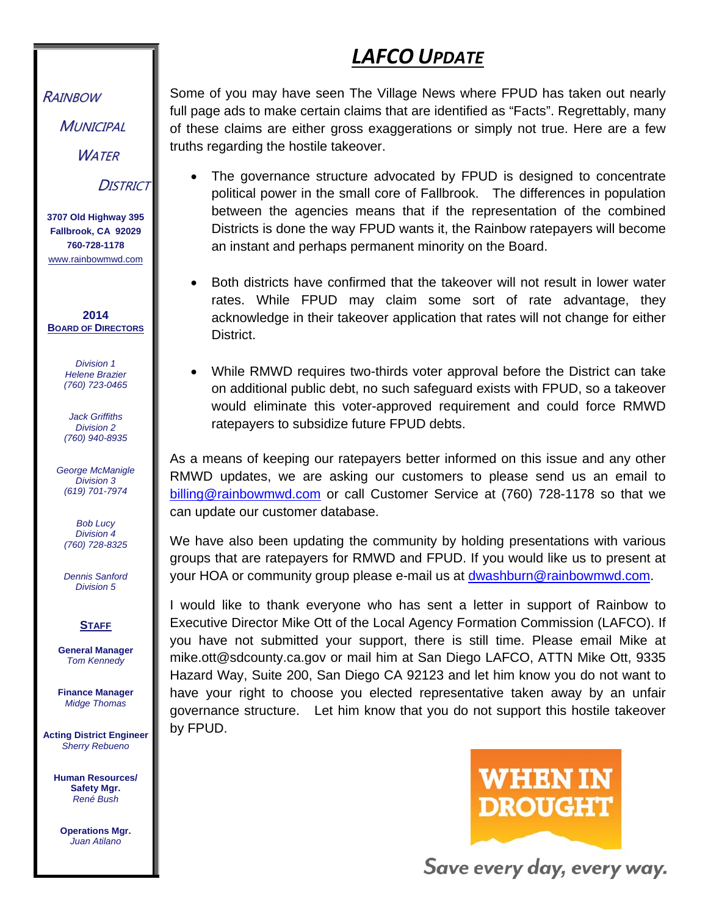# LAFCO UPDATE

Some of you may have seen The Village News where FPUD has taken out nearly full page ads to make certain claims that are identified as "Facts". Regrettably, many of these claims are either gross exaggerations or simply not true. Here are a few truths regarding the hostile takeover.

- The governance structure advocated by FPUD is designed to concentrate political power in the small core of Fallbrook. The differences in population between the agencies means that if the representation of the combined Districts is done the way FPUD wants it, the Rainbow ratepayers will become an instant and perhaps permanent minority on the Board.

- Both districts have confirmed that the takeover will not result in lower water rates. While FPUD may claim some sort of rate advantage, they acknowledge in their takeover application that rates will not change for either District.

- While RMWD requires two-thirds voter approval before the District can take on additional public debt, no such safeguard exists with FPUD, so a takeover would eliminate this voter-approved requirement and could force RMWD ratepayers to subsidize future FPUD debts.

As a means of keeping our ratepayers better informed on this issue and any other RMWD updates, we are asking our customers to please send us an email to billing@rainbowmwd.com or call Customer Service at (760) 728-1178 so that we can update our customer database.

We have also been updating the community by holding presentations with various groups that are ratepayers for RMWD and FPUD. If you would like us to present at your HOA or community group please e-mail us at dwashburn@rainbowmwd.com.

I would like to thank everyone who has sent a letter in support of Rainbow to Executive Director Mike Ott of the Local Agency Formation Commission (LAFCO). If you have not submitted your support, there is still time. Please email Mike at mike.ott@sdcounty.ca.gov or mail him at San Diego LAFCO, ATTN Mike Ott, 9335 Hazard Way, Suite 200, San Diego CA 92123 and let him know you do not want to have your right to choose you elected representative taken away by an unfair governance structure. Let him know that you do not support this hostile takeover by FPUD.

WHEN IN DROUGHT

*Save every day, every way.*

---

**RAINBOW MUNICIPAL WATER DISTRICT**

**3707 Old Highway 395**
**Fallbrook, CA 92029**
**760-728-1178**
www.rainbowmwd.com

**2014**
**BOARD OF DIRECTORS**

*Division 1*
*Helene Brazier*
*(760) 723-0465*

*Jack Griffiths*
*Division 2*
*(760) 940-8935*

*George McManigle*
*Division 3*
*(619) 701-7974*

*Bob Lucy*
*Division 4*
*(760) 728-8325*

*Dennis Sanford*
*Division 5*

**STAFF**

**General Manager**
*Tom Kennedy*

**Finance Manager**
*Midge Thomas*

**Acting District Engineer**
*Sherry Rebueno*

**Human Resources/ Safety Mgr.**
*René Bush*

**Operations Mgr.**
*Juan Atilano*